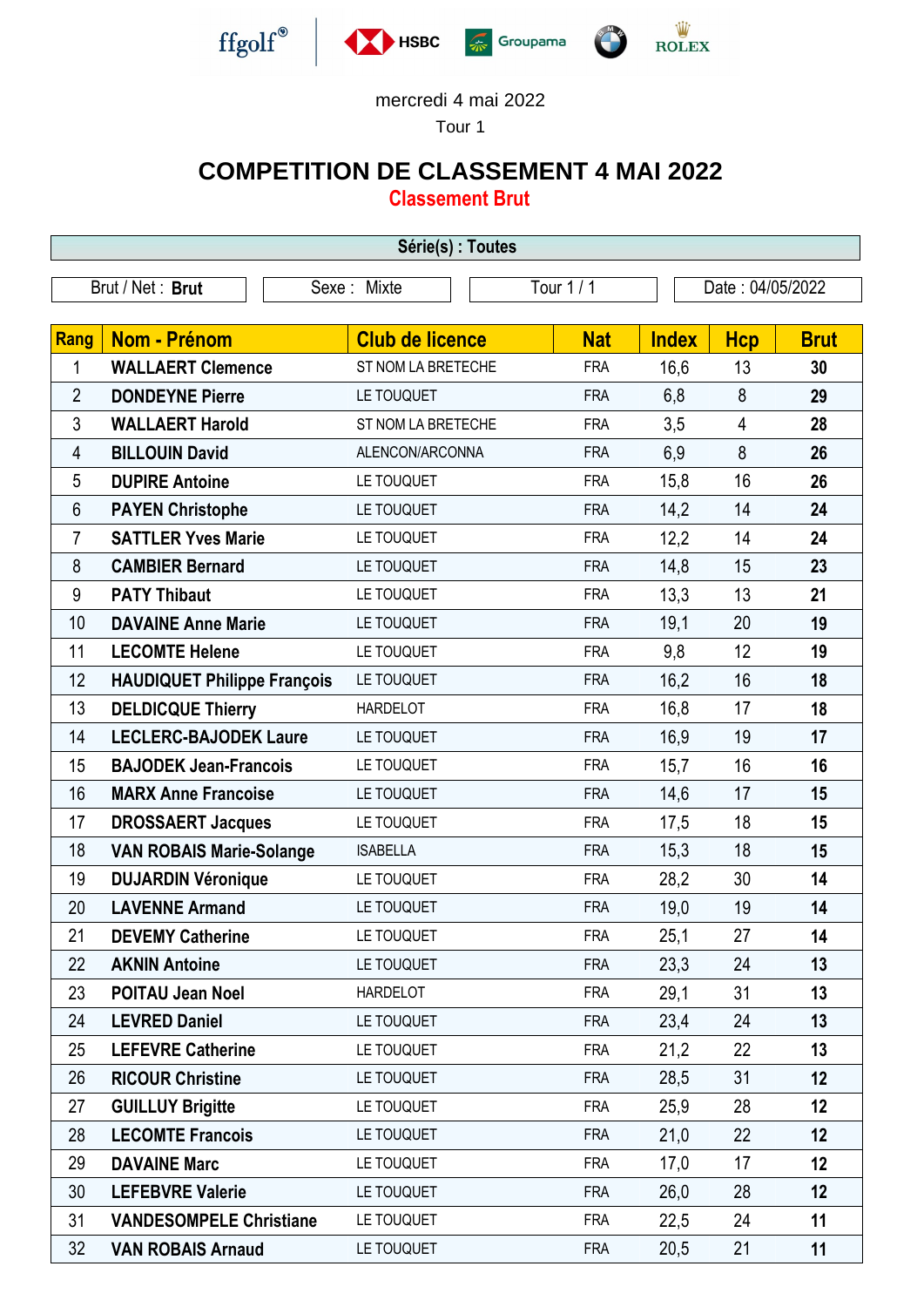mercredi 4 mai 2022

Tour 1

# COMPETITION DE CLASSEMENT 4 MAI 2022

## Classement Brut

**Série(s) : Toutes**

| Brut / Net : **Brut** | Sexe : Mixte | Tour 1 / 1 | Date : 04/05/2022 |
|---|---|---|---|

| Rang | Nom - Prénom | Club de licence | Nat | Index | Hcp | Brut |
|---|---|---|---|---|---|---|
| 1 | **WALLAERT Clemence** | ST NOM LA BRETECHE | FRA | 16,6 | 13 | **30** |
| 2 | **DONDEYNE Pierre** | LE TOUQUET | FRA | 6,8 | 8 | **29** |
| 3 | **WALLAERT Harold** | ST NOM LA BRETECHE | FRA | 3,5 | 4 | **28** |
| 4 | **BILLOUIN David** | ALENCON/ARCONNA | FRA | 6,9 | 8 | **26** |
| 5 | **DUPIRE Antoine** | LE TOUQUET | FRA | 15,8 | 16 | **26** |
| 6 | **PAYEN Christophe** | LE TOUQUET | FRA | 14,2 | 14 | **24** |
| 7 | **SATTLER Yves Marie** | LE TOUQUET | FRA | 12,2 | 14 | **24** |
| 8 | **CAMBIER Bernard** | LE TOUQUET | FRA | 14,8 | 15 | **23** |
| 9 | **PATY Thibaut** | LE TOUQUET | FRA | 13,3 | 13 | **21** |
| 10 | **DAVAINE Anne Marie** | LE TOUQUET | FRA | 19,1 | 20 | **19** |
| 11 | **LECOMTE Helene** | LE TOUQUET | FRA | 9,8 | 12 | **19** |
| 12 | **HAUDIQUET Philippe François** | LE TOUQUET | FRA | 16,2 | 16 | **18** |
| 13 | **DELDICQUE Thierry** | HARDELOT | FRA | 16,8 | 17 | **18** |
| 14 | **LECLERC-BAJODEK Laure** | LE TOUQUET | FRA | 16,9 | 19 | **17** |
| 15 | **BAJODEK Jean-Francois** | LE TOUQUET | FRA | 15,7 | 16 | **16** |
| 16 | **MARX Anne Francoise** | LE TOUQUET | FRA | 14,6 | 17 | **15** |
| 17 | **DROSSAERT Jacques** | LE TOUQUET | FRA | 17,5 | 18 | **15** |
| 18 | **VAN ROBAIS Marie-Solange** | ISABELLA | FRA | 15,3 | 18 | **15** |
| 19 | **DUJARDIN Véronique** | LE TOUQUET | FRA | 28,2 | 30 | **14** |
| 20 | **LAVENNE Armand** | LE TOUQUET | FRA | 19,0 | 19 | **14** |
| 21 | **DEVEMY Catherine** | LE TOUQUET | FRA | 25,1 | 27 | **14** |
| 22 | **AKNIN Antoine** | LE TOUQUET | FRA | 23,3 | 24 | **13** |
| 23 | **POITAU Jean Noel** | HARDELOT | FRA | 29,1 | 31 | **13** |
| 24 | **LEVRED Daniel** | LE TOUQUET | FRA | 23,4 | 24 | **13** |
| 25 | **LEFEVRE Catherine** | LE TOUQUET | FRA | 21,2 | 22 | **13** |
| 26 | **RICOUR Christine** | LE TOUQUET | FRA | 28,5 | 31 | **12** |
| 27 | **GUILLUY Brigitte** | LE TOUQUET | FRA | 25,9 | 28 | **12** |
| 28 | **LECOMTE Francois** | LE TOUQUET | FRA | 21,0 | 22 | **12** |
| 29 | **DAVAINE Marc** | LE TOUQUET | FRA | 17,0 | 17 | **12** |
| 30 | **LEFEBVRE Valerie** | LE TOUQUET | FRA | 26,0 | 28 | **12** |
| 31 | **VANDESOMPELE Christiane** | LE TOUQUET | FRA | 22,5 | 24 | **11** |
| 32 | **VAN ROBAIS Arnaud** | LE TOUQUET | FRA | 20,5 | 21 | **11** |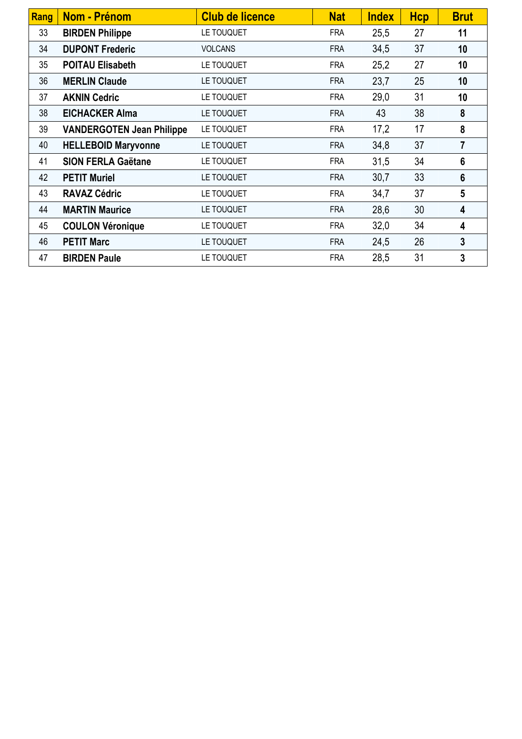| Rang | Nom - Prénom | Club de licence | Nat | Index | Hcp | Brut |
|---|---|---|---|---|---|---|
| 33 | **BIRDEN Philippe** | LE TOUQUET | FRA | 25,5 | 27 | **11** |
| 34 | **DUPONT Frederic** | VOLCANS | FRA | 34,5 | 37 | **10** |
| 35 | **POITAU Elisabeth** | LE TOUQUET | FRA | 25,2 | 27 | **10** |
| 36 | **MERLIN Claude** | LE TOUQUET | FRA | 23,7 | 25 | **10** |
| 37 | **AKNIN Cedric** | LE TOUQUET | FRA | 29,0 | 31 | **10** |
| 38 | **EICHACKER Alma** | LE TOUQUET | FRA | 43 | 38 | **8** |
| 39 | **VANDERGOTEN Jean Philippe** | LE TOUQUET | FRA | 17,2 | 17 | **8** |
| 40 | **HELLEBOID Maryvonne** | LE TOUQUET | FRA | 34,8 | 37 | **7** |
| 41 | **SION FERLA Gaëtane** | LE TOUQUET | FRA | 31,5 | 34 | **6** |
| 42 | **PETIT Muriel** | LE TOUQUET | FRA | 30,7 | 33 | **6** |
| 43 | **RAVAZ Cédric** | LE TOUQUET | FRA | 34,7 | 37 | **5** |
| 44 | **MARTIN Maurice** | LE TOUQUET | FRA | 28,6 | 30 | **4** |
| 45 | **COULON Véronique** | LE TOUQUET | FRA | 32,0 | 34 | **4** |
| 46 | **PETIT Marc** | LE TOUQUET | FRA | 24,5 | 26 | **3** |
| 47 | **BIRDEN Paule** | LE TOUQUET | FRA | 28,5 | 31 | **3** |